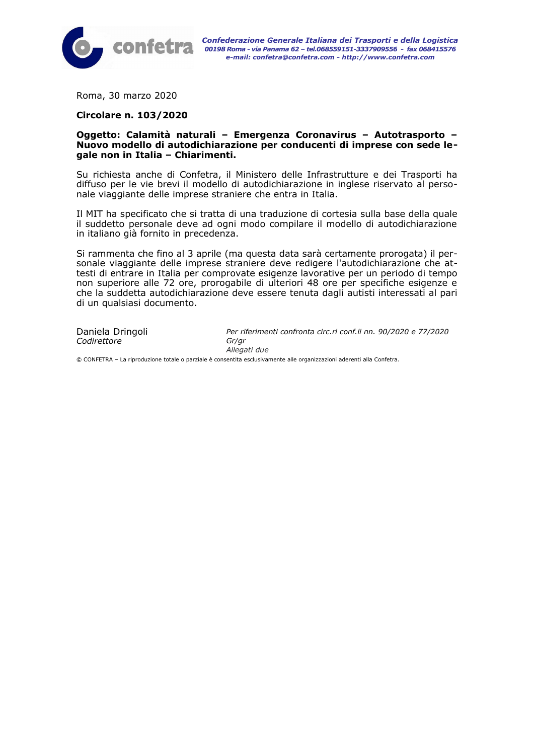**Confederazione Generale Italiana dei Trasporti e della Logistica**
*00198 Roma - via Panama 62 – tel.068559151-3337909556 - fax 068415576*
*e-mail: confetra@confetra.com - http://www.confetra.com*

Roma, 30 marzo 2020

**Circolare n. 103/2020**

**Oggetto: Calamità naturali – Emergenza Coronavirus – Autotrasporto – Nuovo modello di autodichiarazione per conducenti di imprese con sede legale non in Italia – Chiarimenti.**

Su richiesta anche di Confetra, il Ministero delle Infrastrutture e dei Trasporti ha diffuso per le vie brevi il modello di autodichiarazione in inglese riservato al personale viaggiante delle imprese straniere che entra in Italia.

Il MIT ha specificato che si tratta di una traduzione di cortesia sulla base della quale il suddetto personale deve ad ogni modo compilare il modello di autodichiarazione in italiano già fornito in precedenza.

Si rammenta che fino al 3 aprile (ma questa data sarà certamente prorogata) il personale viaggiante delle imprese straniere deve redigere l'autodichiarazione che attesti di entrare in Italia per comprovate esigenze lavorative per un periodo di tempo non superiore alle 72 ore, prorogabile di ulteriori 48 ore per specifiche esigenze e che la suddetta autodichiarazione deve essere tenuta dagli autisti interessati al pari di un qualsiasi documento.

Daniela Dringoli
*Codirettore*

*Per riferimenti confronta circ.ri conf.li nn. 90/2020 e 77/2020*
*Gr/gr*
*Allegati due*

© CONFETRA – La riproduzione totale o parziale è consentita esclusivamente alle organizzazioni aderenti alla Confetra.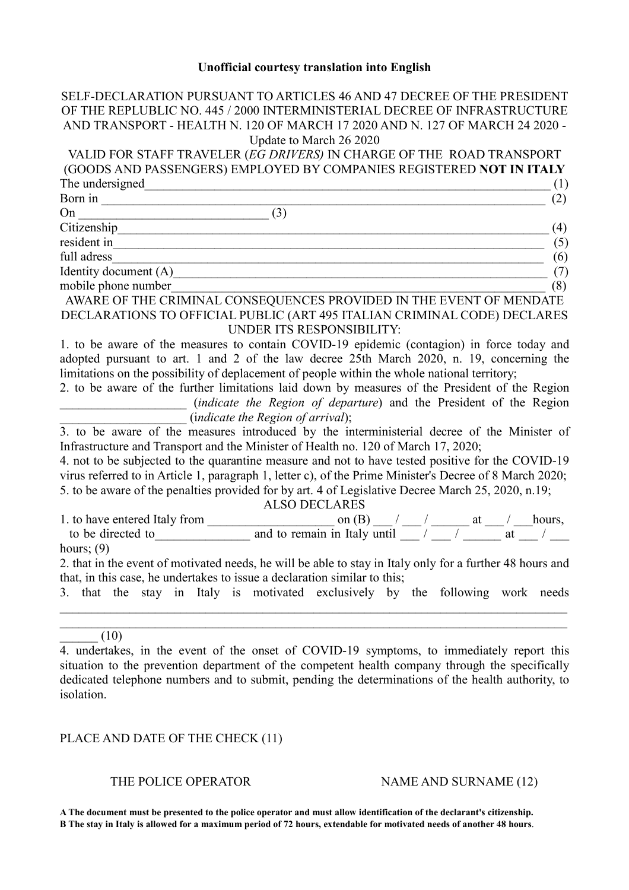**Unofficial courtesy translation into English**

SELF-DECLARATION PURSUANT TO ARTICLES 46 AND 47 DECREE OF THE PRESIDENT OF THE REPLUBLIC NO. 445 / 2000 INTERMINISTERIAL DECREE OF INFRASTRUCTURE AND TRANSPORT - HEALTH N. 120 OF MARCH 17 2020 AND N. 127 OF MARCH 24 2020 - Update to March 26 2020

VALID FOR STAFF TRAVELER (*EG DRIVERS)* IN CHARGE OF THE ROAD TRANSPORT (GOODS AND PASSENGERS) EMPLOYED BY COMPANIES REGISTERED **NOT IN ITALY**

The undersigned_______________________________________________________________ (1)
Born in ______________________________________________________________________ (2)
On _____________________________ (3)
Citizenship____________________________________________________________________ (4)
resident in____________________________________________________________________ (5)
full adress____________________________________________________________________ (6)
Identity document (A)__________________________________________________________ (7)
mobile phone number____________________________________________________________ (8)

AWARE OF THE CRIMINAL CONSEQUENCES PROVIDED IN THE EVENT OF MENDATE DECLARATIONS TO OFFICIAL PUBLIC (ART 495 ITALIAN CRIMINAL CODE) DECLARES UNDER ITS RESPONSIBILITY:

1. to be aware of the measures to contain COVID-19 epidemic (contagion) in force today and adopted pursuant to art. 1 and 2 of the law decree 25th March 2020, n. 19, concerning the limitations on the possibility of deplacement of people within the whole national territory;
2. to be aware of the further limitations laid down by measures of the President of the Region ____________________ (*indicate the Region of departure*) and the President of the Region ____________________ (*indicate the Region of arrival*);
3. to be aware of the measures introduced by the interministerial decree of the Minister of Infrastructure and Transport and the Minister of Health no. 120 of March 17, 2020;
4. not to be subjected to the quarantine measure and not to have tested positive for the COVID-19 virus referred to in Article 1, paragraph 1, letter c), of the Prime Minister's Decree of 8 March 2020;
5. to be aware of the penalties provided for by art. 4 of Legislative Decree March 25, 2020, n.19;

ALSO DECLARES

1. to have entered Italy from ____________________ on (B) ___ / ___ / ______ at ___ / ___hours, to be directed to_______________ and to remain in Italy until ___ / ___ / ______ at ___ / ___ hours; (9)
2. that in the event of motivated needs, he will be able to stay in Italy only for a further 48 hours and that, in this case, he undertakes to issue a declaration similar to this;
3. that the stay in Italy is motivated exclusively by the following work needs ________________________________________________________________________________
________________________________________________________________________________
______ (10)
4. undertakes, in the event of the onset of COVID-19 symptoms, to immediately report this situation to the prevention department of the competent health company through the specifically dedicated telephone numbers and to submit, pending the determinations of the health authority, to isolation.

PLACE AND DATE OF THE CHECK (11)

THE POLICE OPERATOR NAME AND SURNAME (12)

**A The document must be presented to the police operator and must allow identification of the declarant's citizenship.**
**B The stay in Italy is allowed for a maximum period of 72 hours, extendable for motivated needs of another 48 hours**.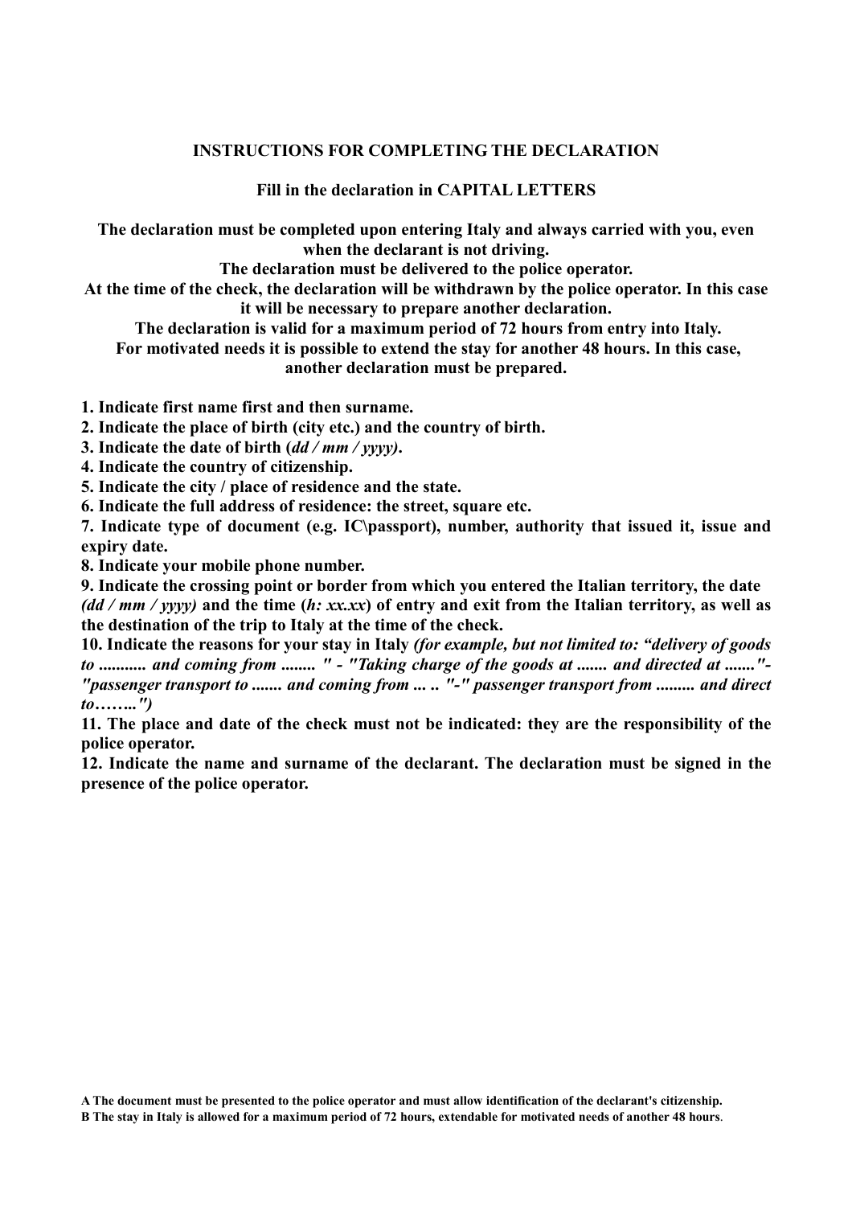**INSTRUCTIONS FOR COMPLETING THE DECLARATION**

**Fill in the declaration in CAPITAL LETTERS**

**The declaration must be completed upon entering Italy and always carried with you, even when the declarant is not driving.**
**The declaration must be delivered to the police operator.**
**At the time of the check, the declaration will be withdrawn by the police operator. In this case it will be necessary to prepare another declaration.**
**The declaration is valid for a maximum period of 72 hours from entry into Italy.**
**For motivated needs it is possible to extend the stay for another 48 hours. In this case, another declaration must be prepared.**

**1. Indicate first name first and then surname.**
**2. Indicate the place of birth (city etc.) and the country of birth.**
**3. Indicate the date of birth (*dd / mm / yyyy)*.**
**4. Indicate the country of citizenship.**
**5. Indicate the city / place of residence and the state.**
**6. Indicate the full address of residence: the street, square etc.**
**7. Indicate type of document (e.g. IC\passport), number, authority that issued it, issue and expiry date.**
**8. Indicate your mobile phone number.**
**9. Indicate the crossing point or border from which you entered the Italian territory, the date *(dd / mm / yyyy)* and the time (*h: xx.xx*) of entry and exit from the Italian territory, as well as the destination of the trip to Italy at the time of the check.**
**10. Indicate the reasons for your stay in Italy *(for example, but not limited to: "delivery of goods to ........... and coming from ........ " - "Taking charge of the goods at ....... and directed at ......."- "passenger transport to ....... and coming from ... .. "-" passenger transport from ......... and direct to……..")***
**11. The place and date of the check must not be indicated: they are the responsibility of the police operator.**
**12. Indicate the name and surname of the declarant. The declaration must be signed in the presence of the police operator.**

**A The document must be presented to the police operator and must allow identification of the declarant's citizenship.**
**B The stay in Italy is allowed for a maximum period of 72 hours, extendable for motivated needs of another 48 hours**.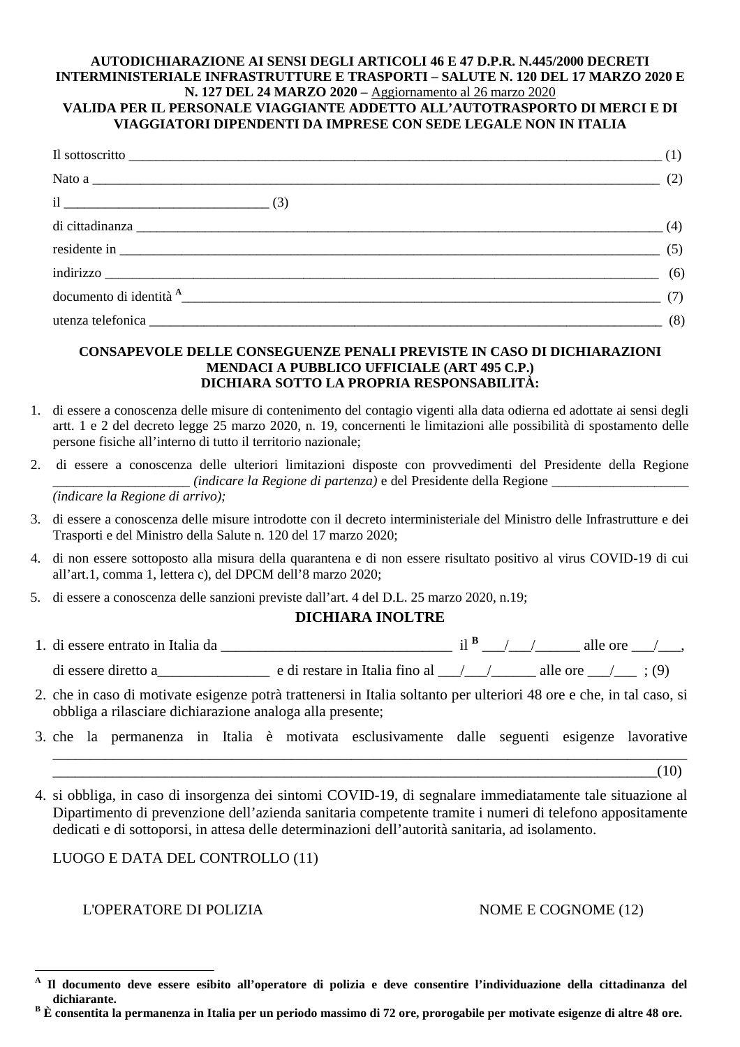**AUTODICHIARAZIONE AI SENSI DEGLI ARTICOLI 46 E 47 D.P.R. N.445/2000 DECRETI INTERMINISTERIALE INFRASTRUTTURE E TRASPORTI – SALUTE N. 120 DEL 17 MARZO 2020 E N. 127 DEL 24 MARZO 2020 –** Aggiornamento al 26 marzo 2020

**VALIDA PER IL PERSONALE VIAGGIANTE ADDETTO ALL'AUTOTRASPORTO DI MERCI E DI VIAGGIATORI DIPENDENTI DA IMPRESE CON SEDE LEGALE NON IN ITALIA**

Il sottoscritto ________________________________________________________________ (1)

Nato a _____________________________________________________________________ (2)

il ______________________________ (3)

di cittadinanza ______________________________________________________________ (4)

residente in ________________________________________________________________ (5)

indirizzo ___________________________________________________________________ (6)

documento di identità [A]_____________________________________________________ (7)

utenza telefonica ____________________________________________________________ (8)

**CONSAPEVOLE DELLE CONSEGUENZE PENALI PREVISTE IN CASO DI DICHIARAZIONI MENDACI A PUBBLICO UFFICIALE (ART 495 C.P.)**
**DICHIARA SOTTO LA PROPRIA RESPONSABILITÀ:**

1. di essere a conoscenza delle misure di contenimento del contagio vigenti alla data odierna ed adottate ai sensi degli artt. 1 e 2 del decreto legge 25 marzo 2020, n. 19, concernenti le limitazioni alle possibilità di spostamento delle persone fisiche all'interno di tutto il territorio nazionale;
2. di essere a conoscenza delle ulteriori limitazioni disposte con provvedimenti del Presidente della Regione ____________________ *(indicare la Regione di partenza)* e del Presidente della Regione ____________________ *(indicare la Regione di arrivo);*
3. di essere a conoscenza delle misure introdotte con il decreto interministeriale del Ministro delle Infrastrutture e dei Trasporti e del Ministro della Salute n. 120 del 17 marzo 2020;
4. di non essere sottoposto alla misura della quarantena e di non essere risultato positivo al virus COVID-19 di cui all'art.1, comma 1, lettera c), del DPCM dell'8 marzo 2020;
5. di essere a conoscenza delle sanzioni previste dall'art. 4 del D.L. 25 marzo 2020, n.19;

**DICHIARA INOLTRE**

1. di essere entrato in Italia da ________________________________ il [B] ___/___/______ alle ore ___/___,

   di essere diretto a_______________ e di restare in Italia fino al ___/___/______ alle ore ___/___ ; (9)
2. che in caso di motivate esigenze potrà trattenersi in Italia soltanto per ulteriori 48 ore e che, in tal caso, si obbliga a rilasciare dichiarazione analoga alla presente;
3. che la permanenza in Italia è motivata esclusivamente dalle seguenti esigenze lavorative ____________________________________________________________________________________
   ____________________________________________________________________________________(10)
4. si obbliga, in caso di insorgenza dei sintomi COVID-19, di segnalare immediatamente tale situazione al Dipartimento di prevenzione dell'azienda sanitaria competente tramite i numeri di telefono appositamente dedicati e di sottoporsi, in attesa delle determinazioni dell'autorità sanitaria, ad isolamento.

LUOGO E DATA DEL CONTROLLO (11)

L'OPERATORE DI POLIZIA NOME E COGNOME (12)

---

**[A] Il documento deve essere esibito all'operatore di polizia e deve consentire l'individuazione della cittadinanza del dichiarante.**

**[B] È consentita la permanenza in Italia per un periodo massimo di 72 ore, prorogabile per motivate esigenze di altre 48 ore.**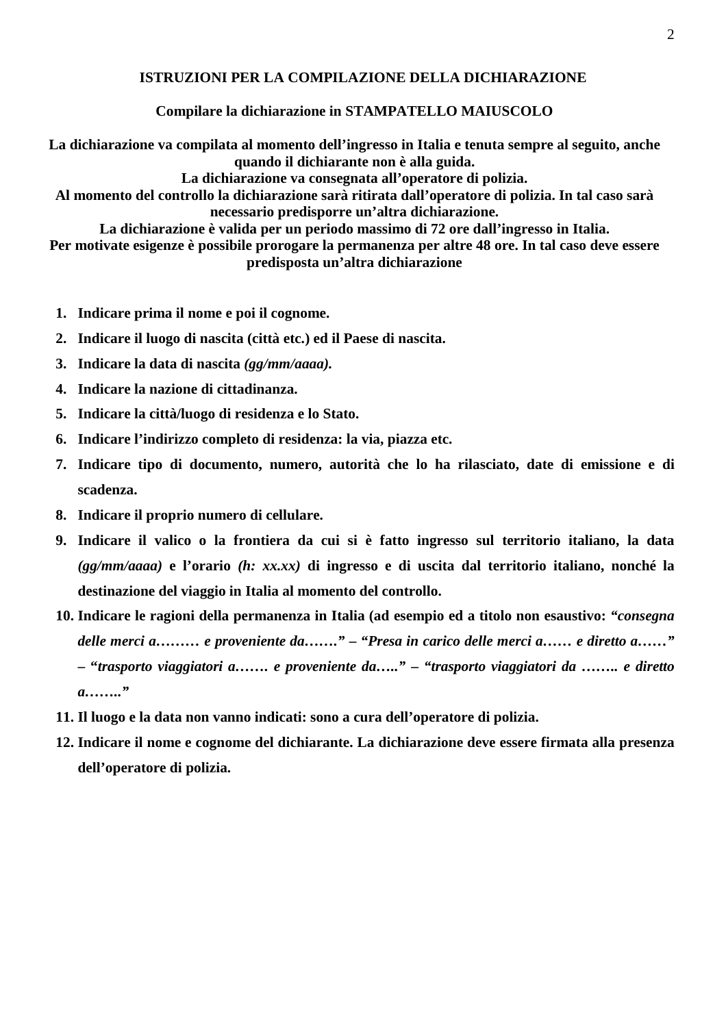## ISTRUZIONI PER LA COMPILAZIONE DELLA DICHIARAZIONE

**Compilare la dichiarazione in STAMPATELLO MAIUSCOLO**

**La dichiarazione va compilata al momento dell'ingresso in Italia e tenuta sempre al seguito, anche quando il dichiarante non è alla guida.**
**La dichiarazione va consegnata all'operatore di polizia.**
**Al momento del controllo la dichiarazione sarà ritirata dall'operatore di polizia. In tal caso sarà necessario predisporre un'altra dichiarazione.**
**La dichiarazione è valida per un periodo massimo di 72 ore dall'ingresso in Italia.**
**Per motivate esigenze è possibile prorogare la permanenza per altre 48 ore. In tal caso deve essere predisposta un'altra dichiarazione**

1. **Indicare prima il nome e poi il cognome.**
2. **Indicare il luogo di nascita (città etc.) ed il Paese di nascita.**
3. **Indicare la data di nascita *(gg/mm/aaaa).***
4. **Indicare la nazione di cittadinanza.**
5. **Indicare la città/luogo di residenza e lo Stato.**
6. **Indicare l'indirizzo completo di residenza: la via, piazza etc.**
7. **Indicare tipo di documento, numero, autorità che lo ha rilasciato, date di emissione e di scadenza.**
8. **Indicare il proprio numero di cellulare.**
9. **Indicare il valico o la frontiera da cui si è fatto ingresso sul territorio italiano, la data *(gg/mm/aaaa)* e l'orario *(h: xx.xx)* di ingresso e di uscita dal territorio italiano, nonché la destinazione del viaggio in Italia al momento del controllo.**
10. **Indicare le ragioni della permanenza in Italia (ad esempio ed a titolo non esaustivo: *"consegna delle merci a……… e proveniente da……."* – *"Presa in carico delle merci a…… e diretto a……"* – *"trasporto viaggiatori a……. e proveniente da….."* – *"trasporto viaggiatori da …….. e diretto a……..."***
11. **Il luogo e la data non vanno indicati: sono a cura dell'operatore di polizia.**
12. **Indicare il nome e cognome del dichiarante. La dichiarazione deve essere firmata alla presenza dell'operatore di polizia.**